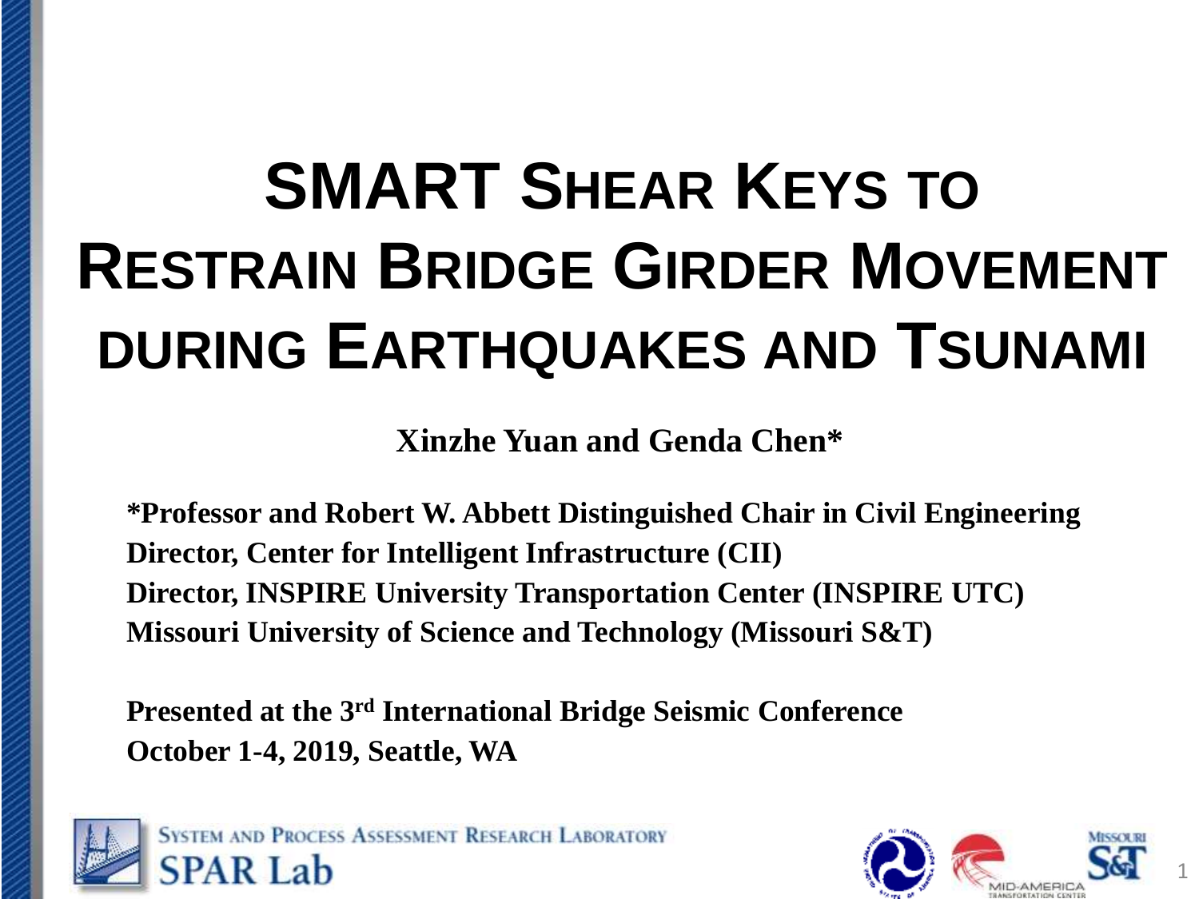# SMART SHEAR KEYS TO RESTRAIN BRIDGE GIRDER MOVEMENT DURING EARTHQUAKES AND TSUNAMI

**Xinzhe Yuan and Genda Chen***

**\*Professor and Robert W. Abbett Distinguished Chair in Civil Engineering**
**Director, Center for Intelligent Infrastructure (CII)**
**Director, INSPIRE University Transportation Center (INSPIRE UTC)**
**Missouri University of Science and Technology (Missouri S&T)**

**Presented at the 3$^{rd}$ International Bridge Seismic Conference**
**October 1-4, 2019, Seattle, WA**

SYSTEM AND PROCESS ASSESSMENT RESEARCH LABORATORY
SPAR Lab

MID-AMERICA TRANSPORTATION CENTER

MISSOURI S&T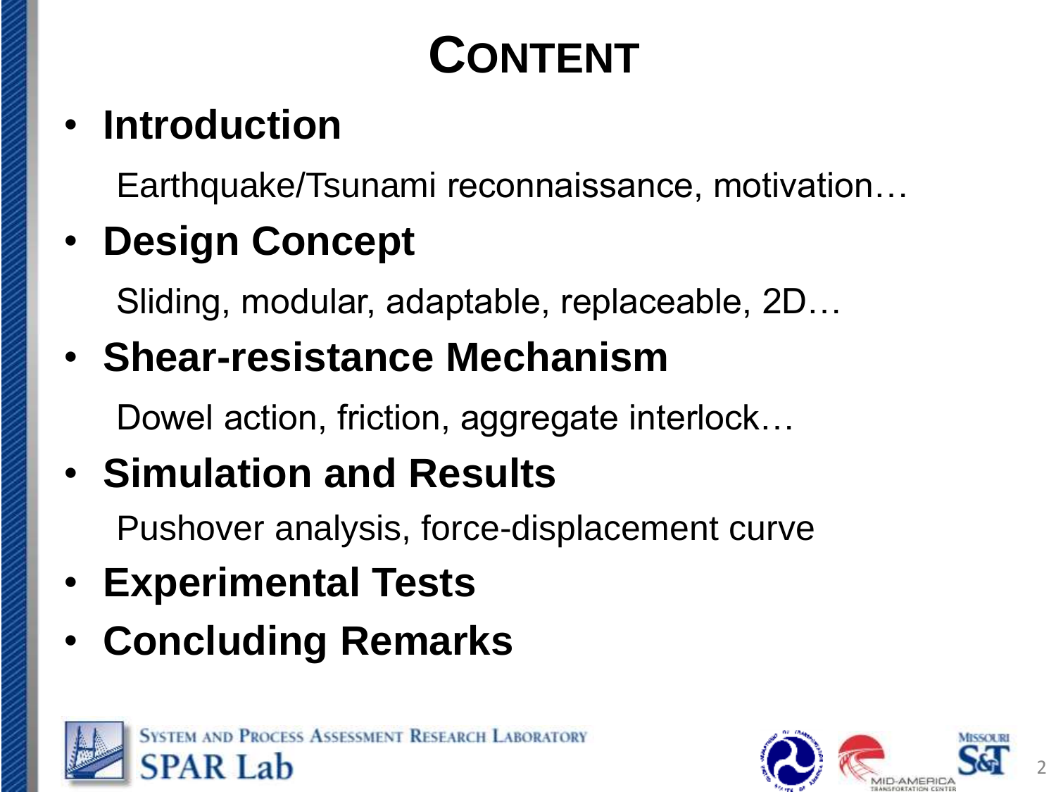# CONTENT

- **Introduction**

  Earthquake/Tsunami reconnaissance, motivation…

- **Design Concept**

  Sliding, modular, adaptable, replaceable, 2D…

- **Shear-resistance Mechanism**

  Dowel action, friction, aggregate interlock…

- **Simulation and Results**

  Pushover analysis, force-displacement curve

- **Experimental Tests**
- **Concluding Remarks**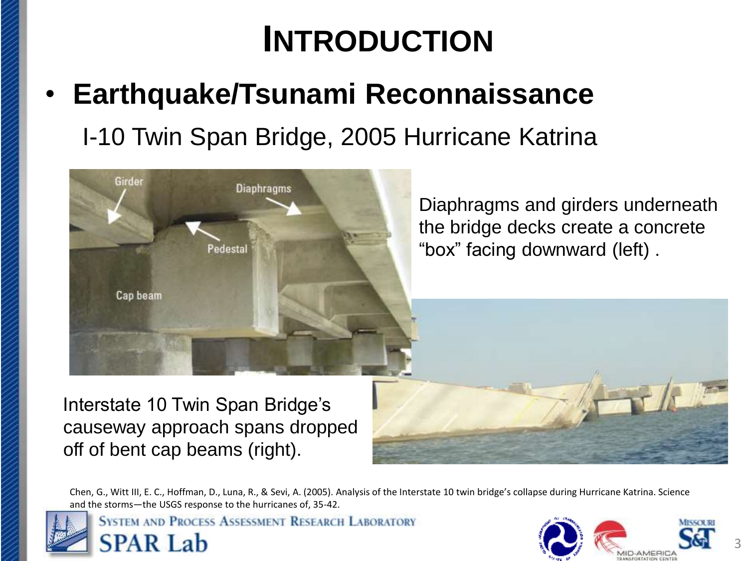# INTRODUCTION

- **Earthquake/Tsunami Reconnaissance**

  I-10 Twin Span Bridge, 2005 Hurricane Katrina

Diaphragms and girders underneath the bridge decks create a concrete "box" facing downward (left) .

Interstate 10 Twin Span Bridge's causeway approach spans dropped off of bent cap beams (right).

Chen, G., Witt III, E. C., Hoffman, D., Luna, R., & Sevi, A. (2005). Analysis of the Interstate 10 twin bridge's collapse during Hurricane Katrina. Science and the storms—the USGS response to the hurricanes of, 35-42.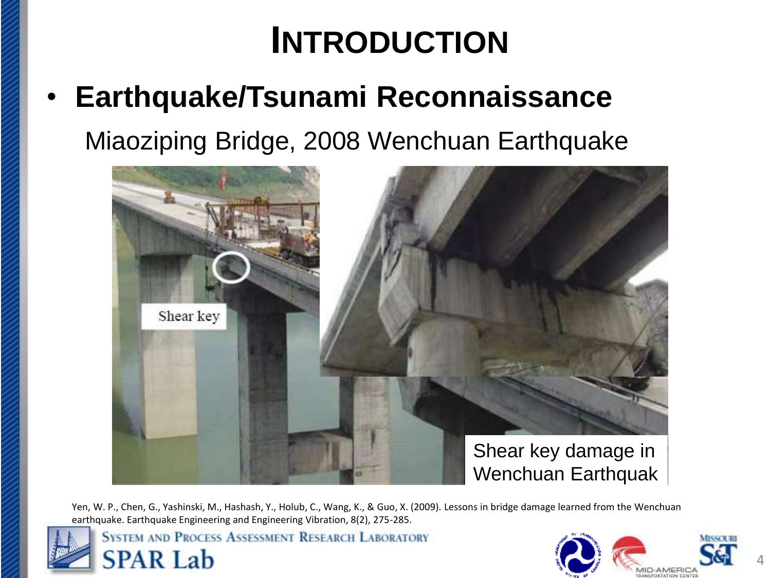# INTRODUCTION

- **Earthquake/Tsunami Reconnaissance**

  Miaoziping Bridge, 2008 Wenchuan Earthquake

Shear key

Shear key damage in Wenchuan Earthquak

Yen, W. P., Chen, G., Yashinski, M., Hashash, Y., Holub, C., Wang, K., & Guo, X. (2009). Lessons in bridge damage learned from the Wenchuan earthquake. Earthquake Engineering and Engineering Vibration, 8(2), 275-285.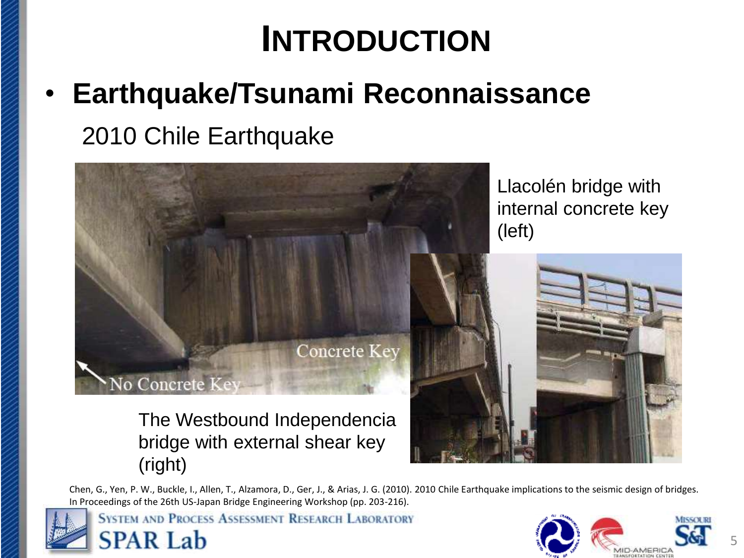# INTRODUCTION

- **Earthquake/Tsunami Reconnaissance**

  2010 Chile Earthquake

Llacolén bridge with internal concrete key (left)

The Westbound Independencia bridge with external shear key (right)

Chen, G., Yen, P. W., Buckle, I., Allen, T., Alzamora, D., Ger, J., & Arias, J. G. (2010). 2010 Chile Earthquake implications to the seismic design of bridges. In Proceedings of the 26th US-Japan Bridge Engineering Workshop (pp. 203-216).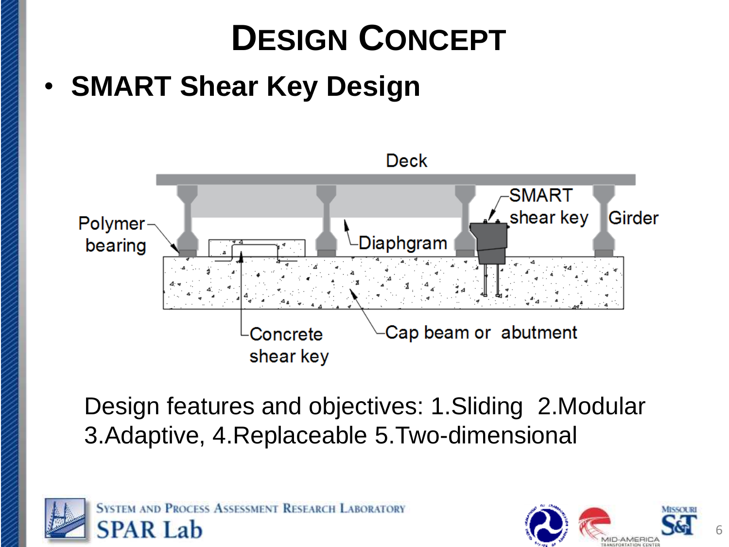# Design Concept

- **SMART Shear Key Design**

Deck

Polymer bearing

Diaphragm

SMART shear key

Girder

Concrete shear key

Cap beam or abutment

Design features and objectives: 1.Sliding 2.Modular 3.Adaptive, 4.Replaceable 5.Two-dimensional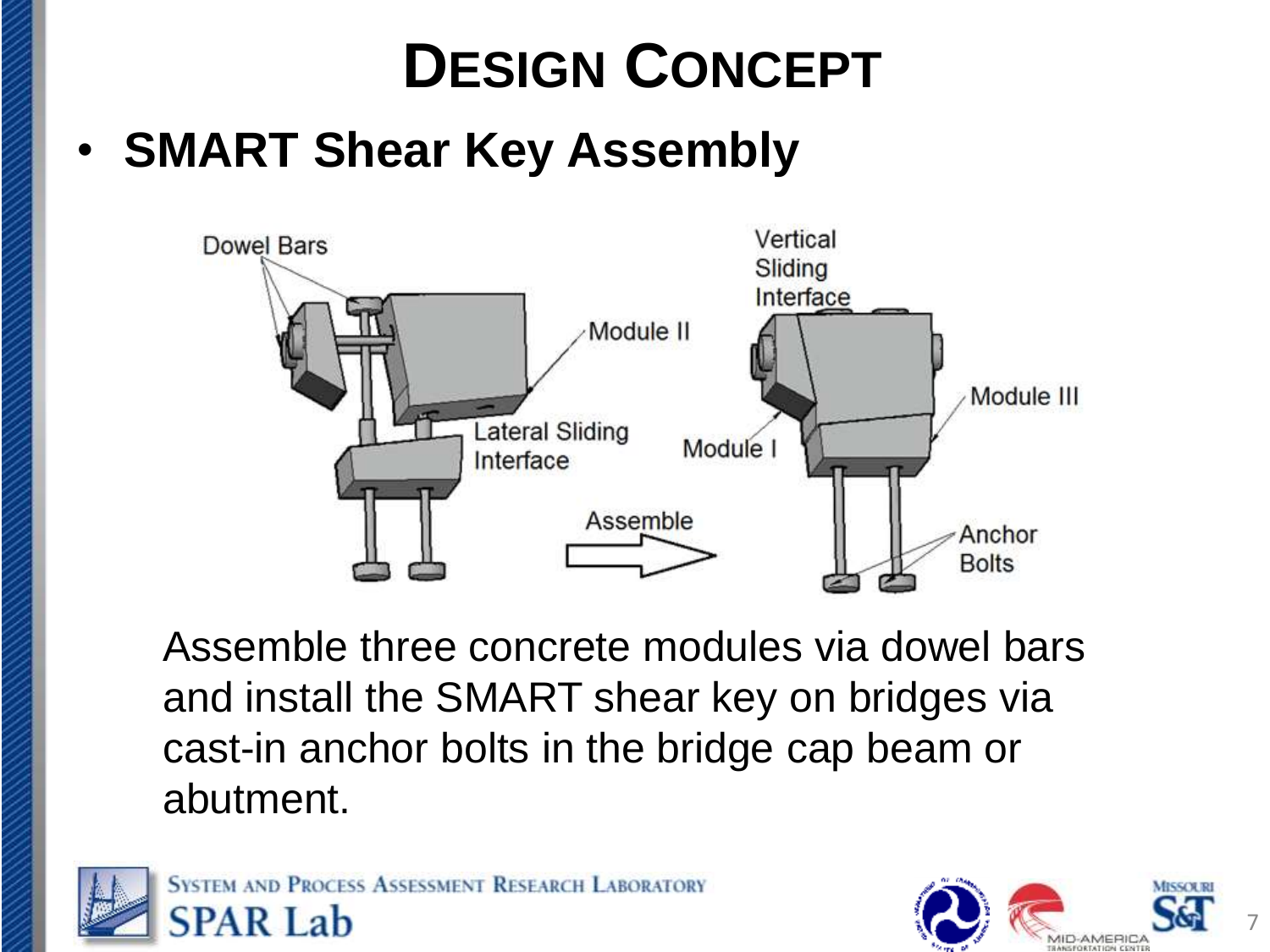# Design Concept

- **SMART Shear Key Assembly**

Assemble three concrete modules via dowel bars and install the SMART shear key on bridges via cast-in anchor bolts in the bridge cap beam or abutment.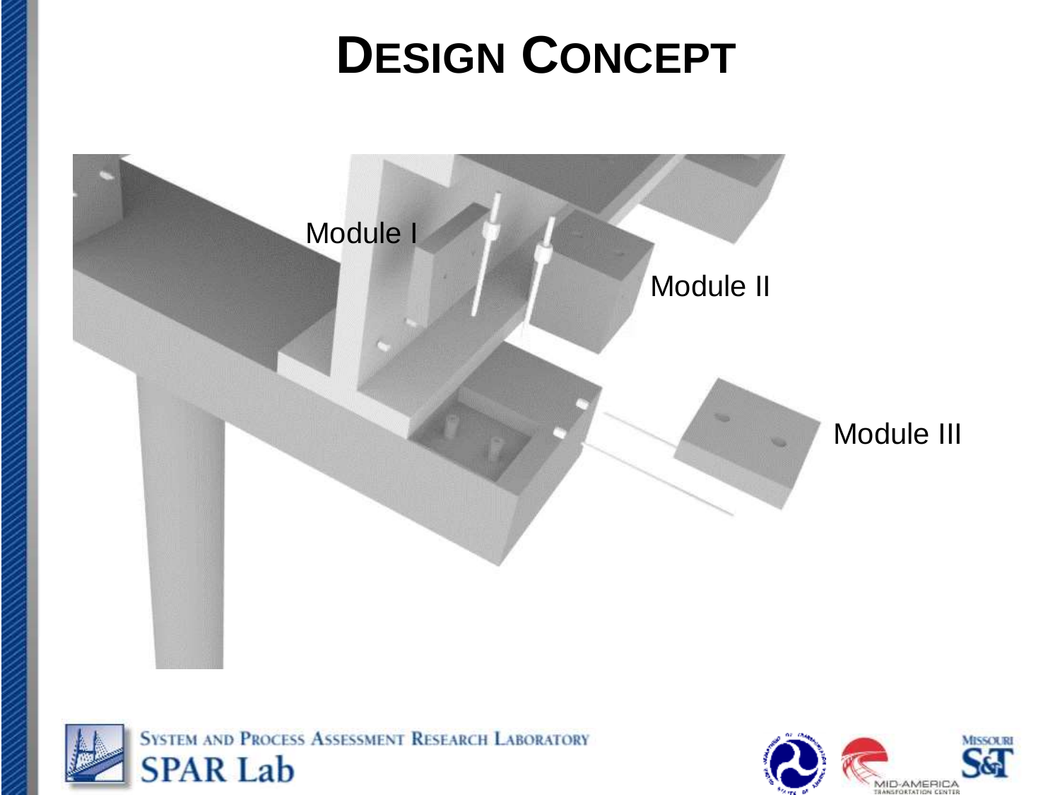# DESIGN CONCEPT

Module I

Module II

Module III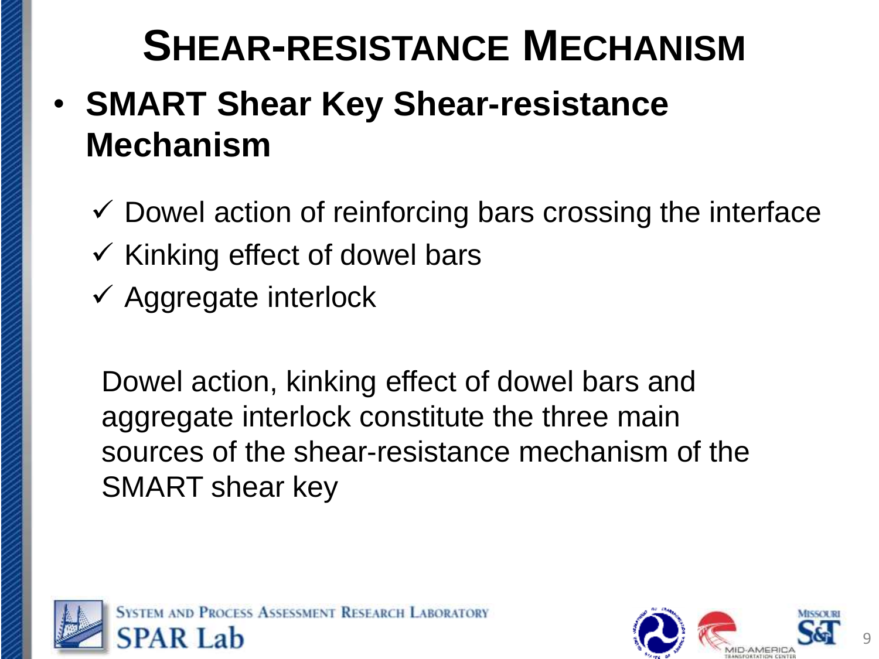# SHEAR-RESISTANCE MECHANISM

- **SMART Shear Key Shear-resistance Mechanism**

  ✓ Dowel action of reinforcing bars crossing the interface

  ✓ Kinking effect of dowel bars

  ✓ Aggregate interlock

  Dowel action, kinking effect of dowel bars and aggregate interlock constitute the three main sources of the shear-resistance mechanism of the SMART shear key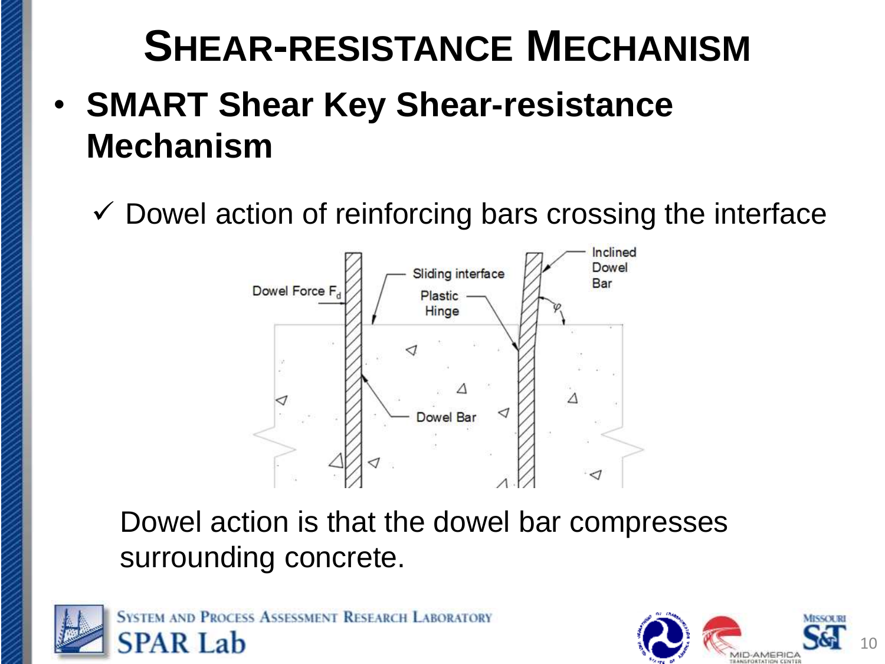# SHEAR-RESISTANCE MECHANISM

- **SMART Shear Key Shear-resistance Mechanism**
  - ✓ Dowel action of reinforcing bars crossing the interface

Dowel Force $F_d$

Sliding interface

Plastic Hinge

Inclined Dowel Bar

$\varphi$

Dowel Bar

Dowel action is that the dowel bar compresses surrounding concrete.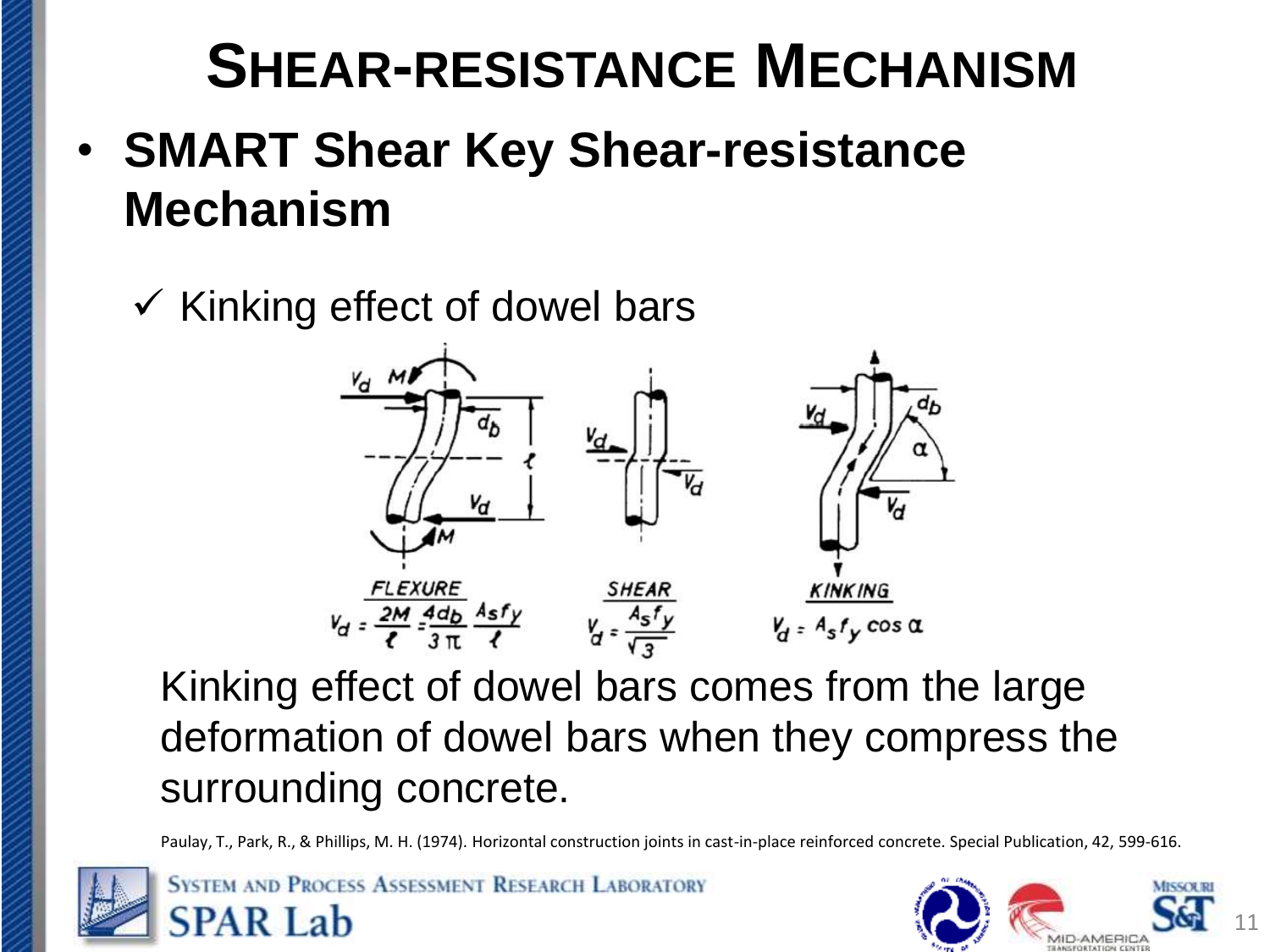# SHEAR-RESISTANCE MECHANISM

- **SMART Shear Key Shear-resistance Mechanism**

  ✓ Kinking effect of dowel bars

FLEXURE

$$V_d = \frac{2M}{\ell} = \frac{4d_b}{3\pi}\frac{A_s f_y}{\ell}$$

SHEAR

$$V_d = \frac{A_s f_y}{\sqrt{3}}$$

KINKING

$$V_d = A_s f_y \cos\alpha$$

Kinking effect of dowel bars comes from the large deformation of dowel bars when they compress the surrounding concrete.

Paulay, T., Park, R., & Phillips, M. H. (1974). Horizontal construction joints in cast-in-place reinforced concrete. Special Publication, 42, 599-616.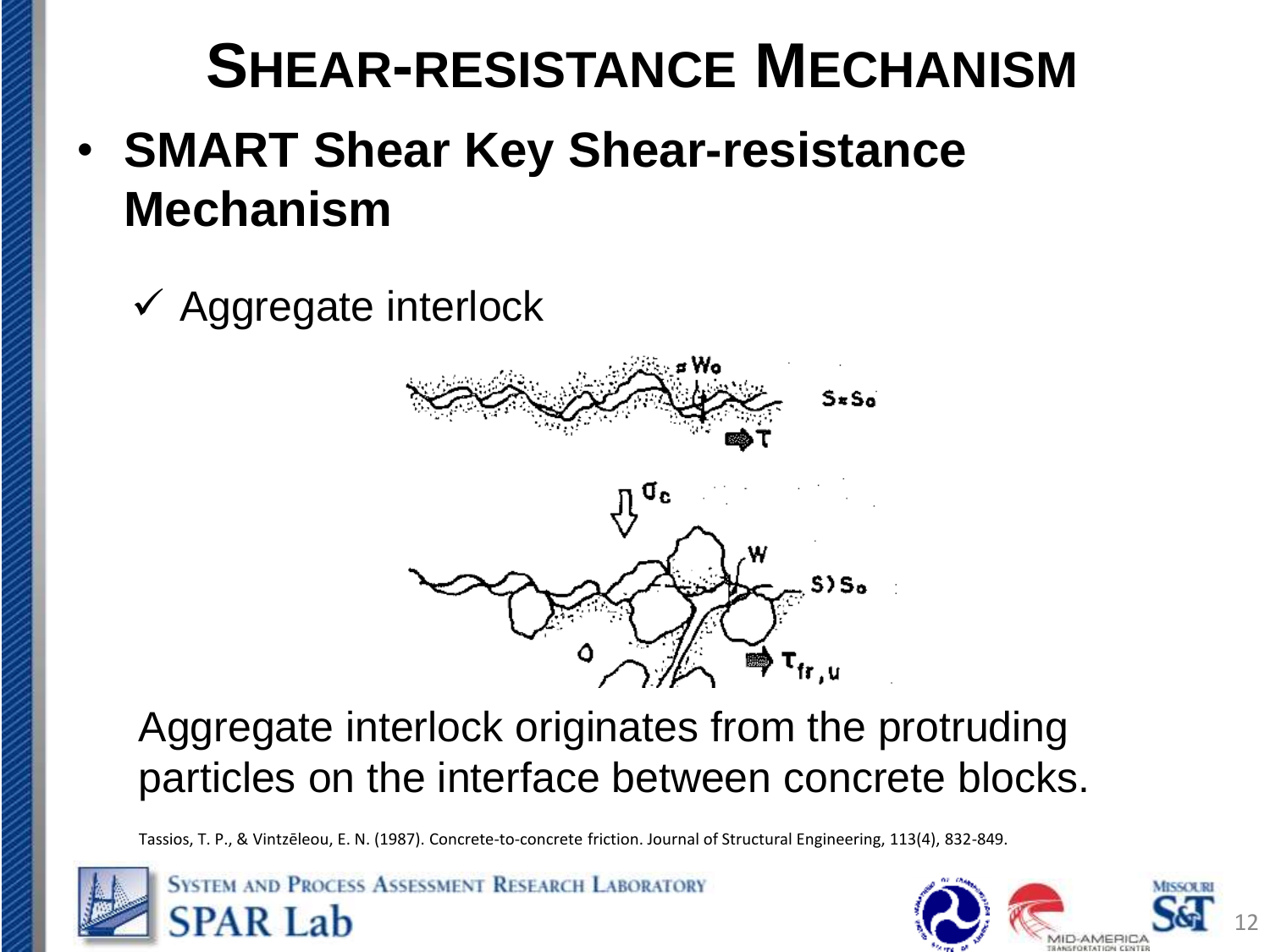# Shear-resistance Mechanism

- **SMART Shear Key Shear-resistance Mechanism**

  ✓ Aggregate interlock

Aggregate interlock originates from the protruding particles on the interface between concrete blocks.

Tassios, T. P., & Vintzēleou, E. N. (1987). Concrete-to-concrete friction. Journal of Structural Engineering, 113(4), 832-849.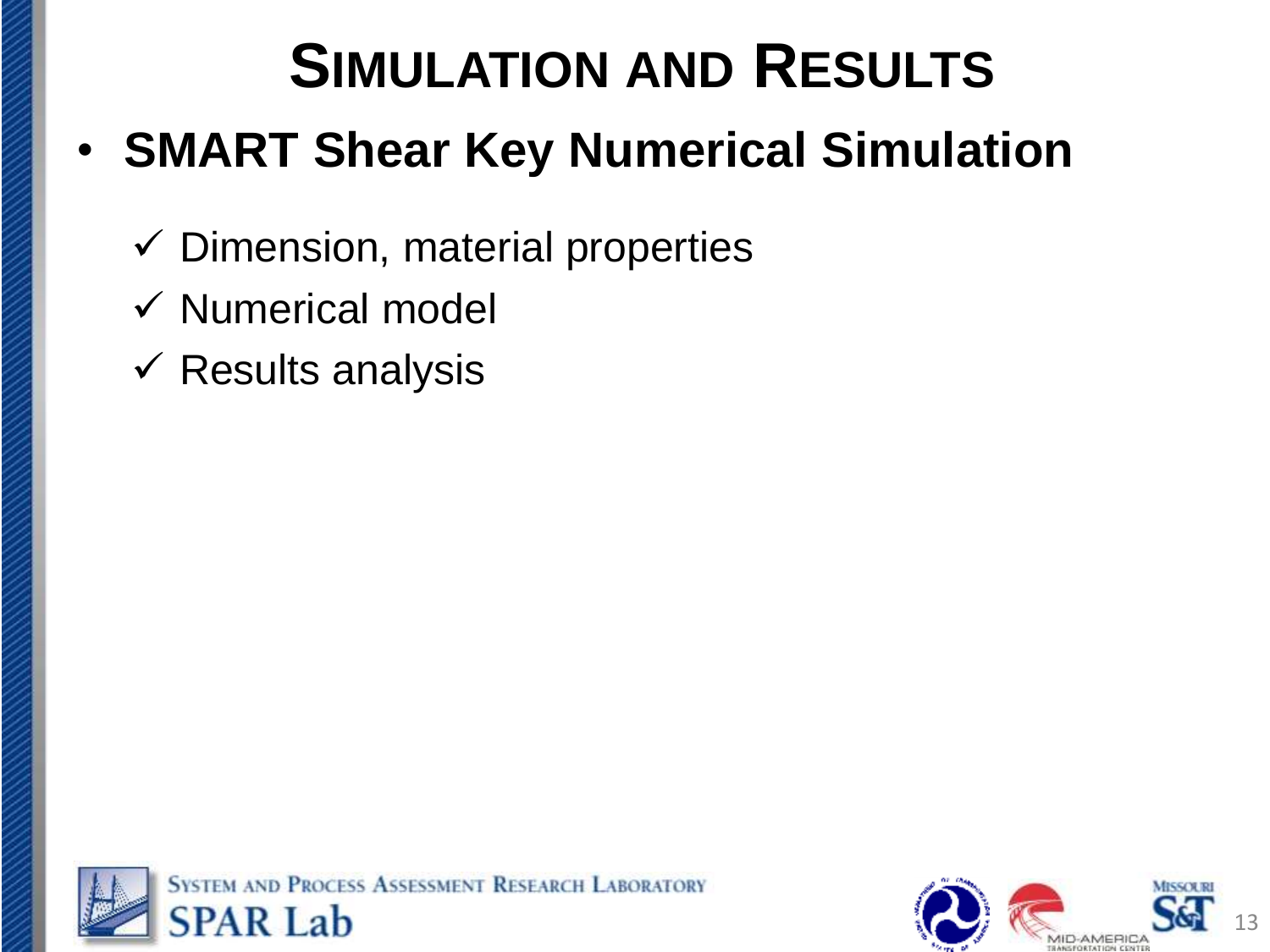# SIMULATION AND RESULTS

- **SMART Shear Key Numerical Simulation**
  - ✓ Dimension, material properties
  - ✓ Numerical model
  - ✓ Results analysis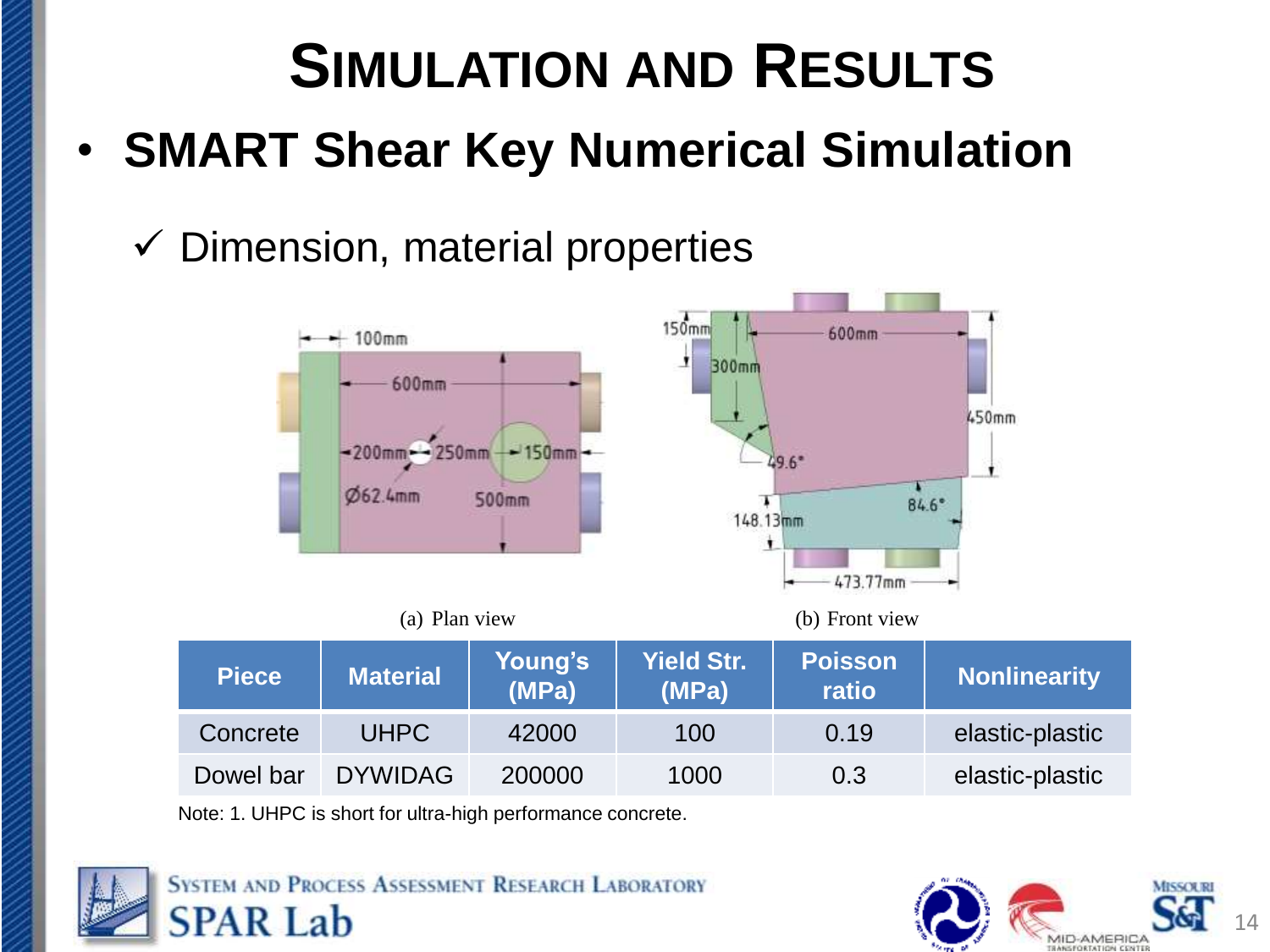# Simulation and Results

- **SMART Shear Key Numerical Simulation**

  ✓ Dimension, material properties

(a) Plan view

(b) Front view

| Piece | Material | Young's (MPa) | Yield Str. (MPa) | Poisson ratio | Nonlinearity |
|---|---|---|---|---|---|
| Concrete | UHPC | 42000 | 100 | 0.19 | elastic-plastic |
| Dowel bar | DYWIDAG | 200000 | 1000 | 0.3 | elastic-plastic |

Note: 1. UHPC is short for ultra-high performance concrete.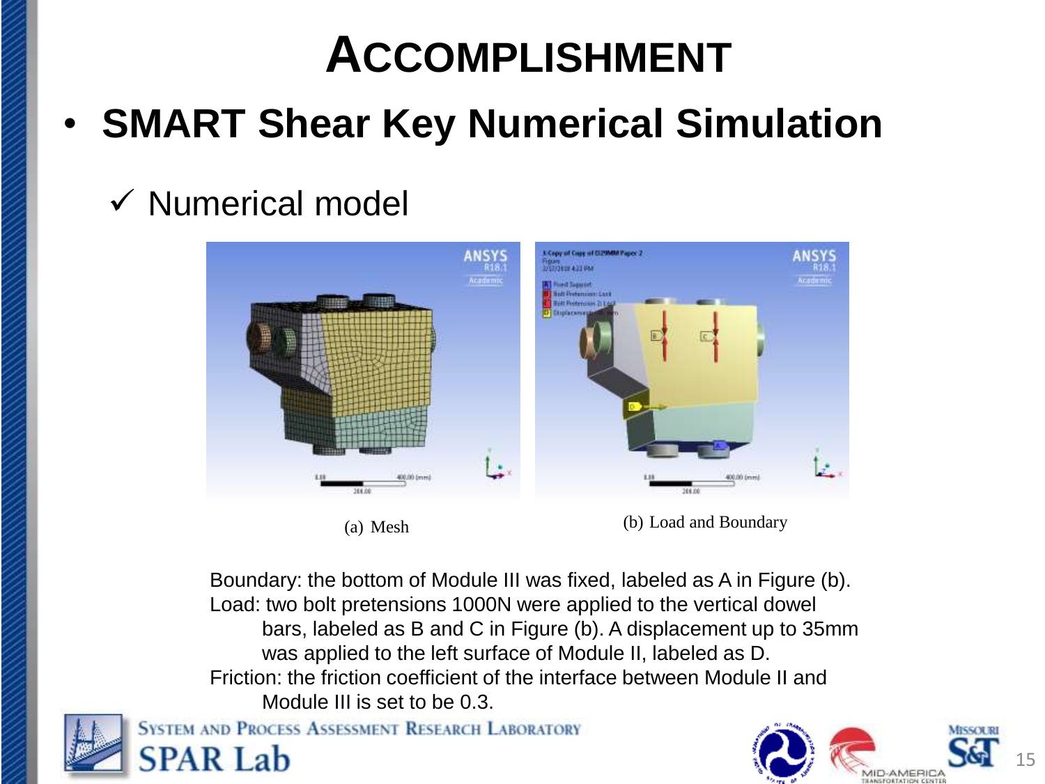# ACCOMPLISHMENT

- **SMART Shear Key Numerical Simulation**

  ✓ Numerical model

(a) Mesh

(b) Load and Boundary

Boundary: the bottom of Module III was fixed, labeled as A in Figure (b).

Load: two bolt pretensions 1000N were applied to the vertical dowel bars, labeled as B and C in Figure (b). A displacement up to 35mm was applied to the left surface of Module II, labeled as D.

Friction: the friction coefficient of the interface between Module II and Module III is set to be 0.3.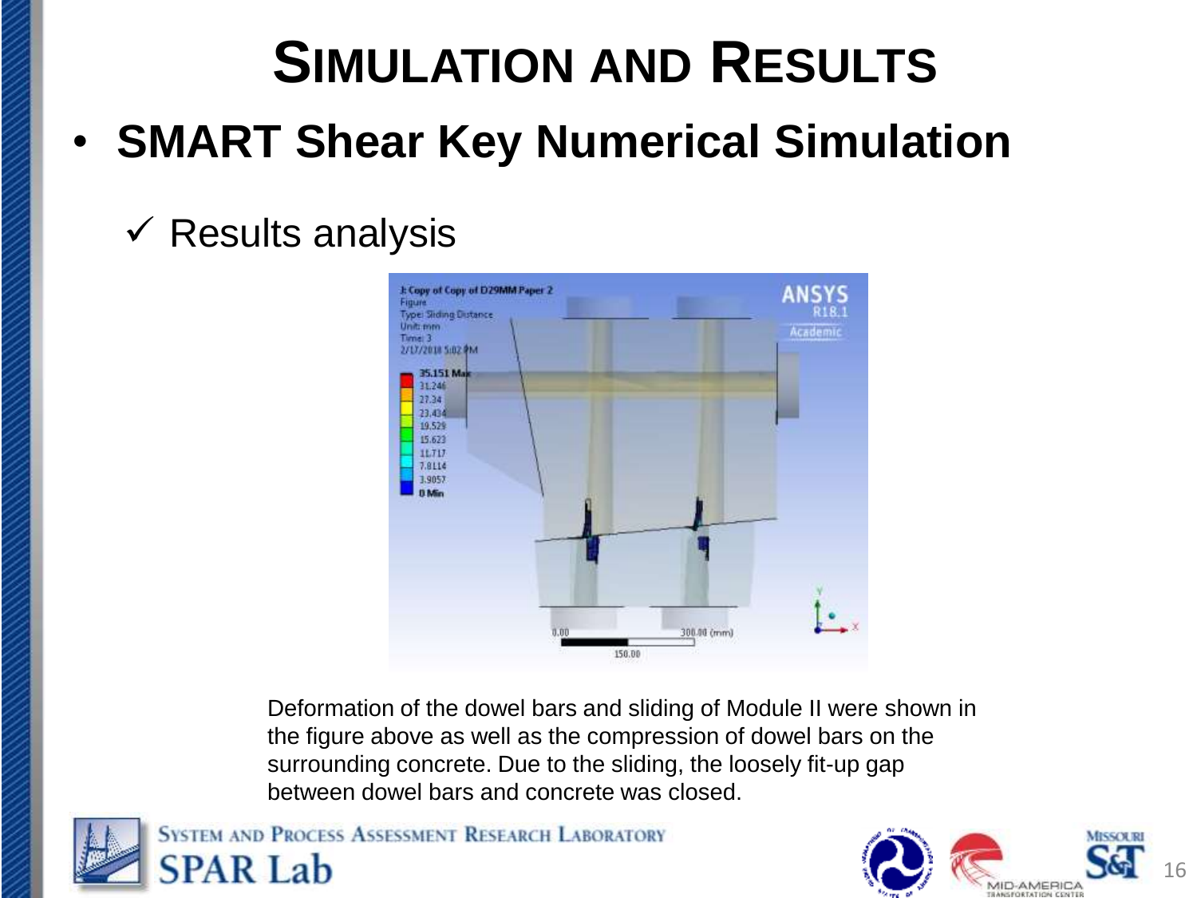# SIMULATION AND RESULTS

- **SMART Shear Key Numerical Simulation**

  ✓ Results analysis

Deformation of the dowel bars and sliding of Module II were shown in the figure above as well as the compression of dowel bars on the surrounding concrete. Due to the sliding, the loosely fit-up gap between dowel bars and concrete was closed.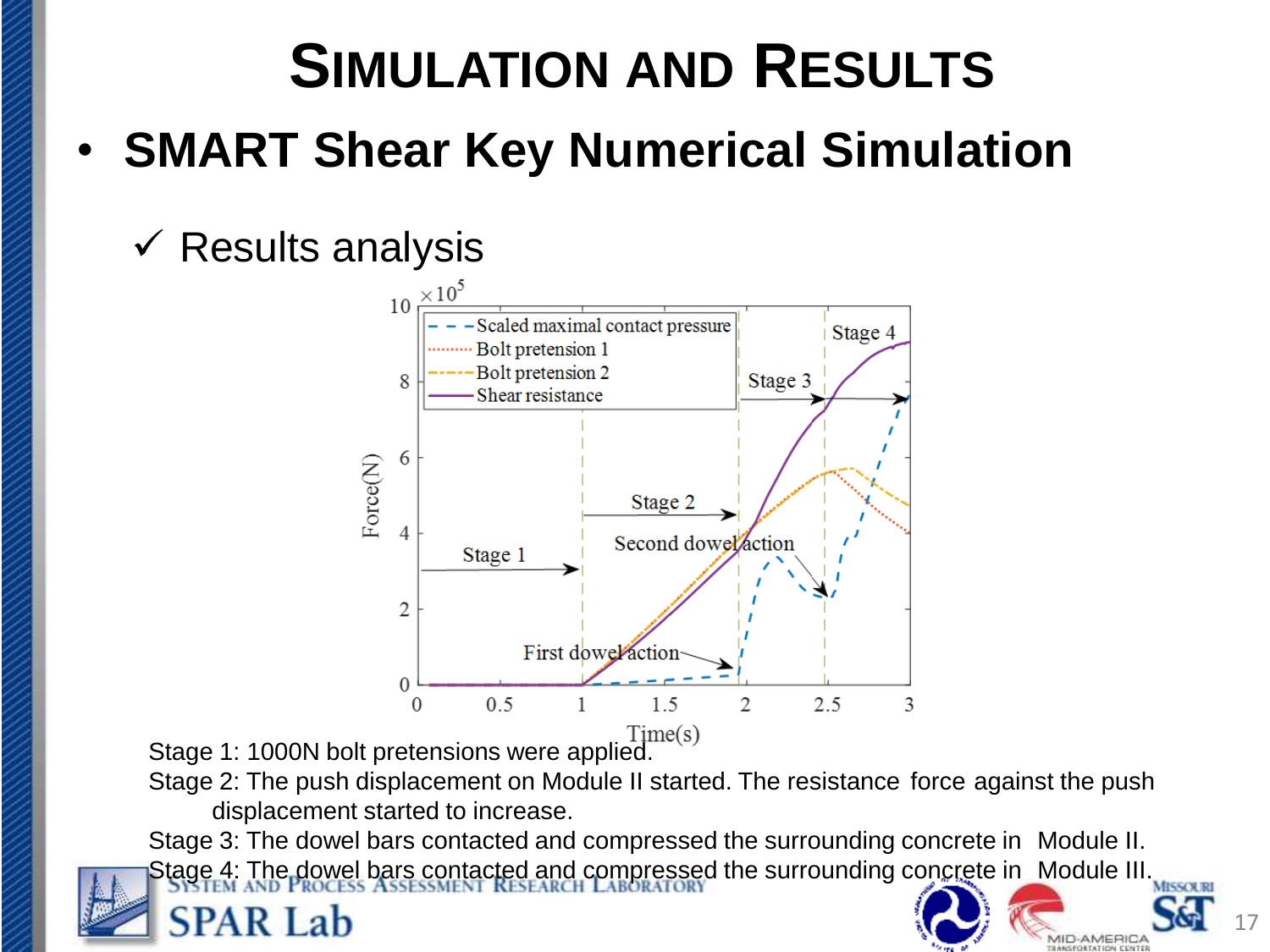# SIMULATION AND RESULTS

- **SMART Shear Key Numerical Simulation**

✓ Results analysis

Stage 1: 1000N bolt pretensions were applied.

Stage 2: The push displacement on Module II started. The resistance force against the push displacement started to increase.

Stage 3: The dowel bars contacted and compressed the surrounding concrete in Module II.

Stage 4: The dowel bars contacted and compressed the surrounding concrete in Module III.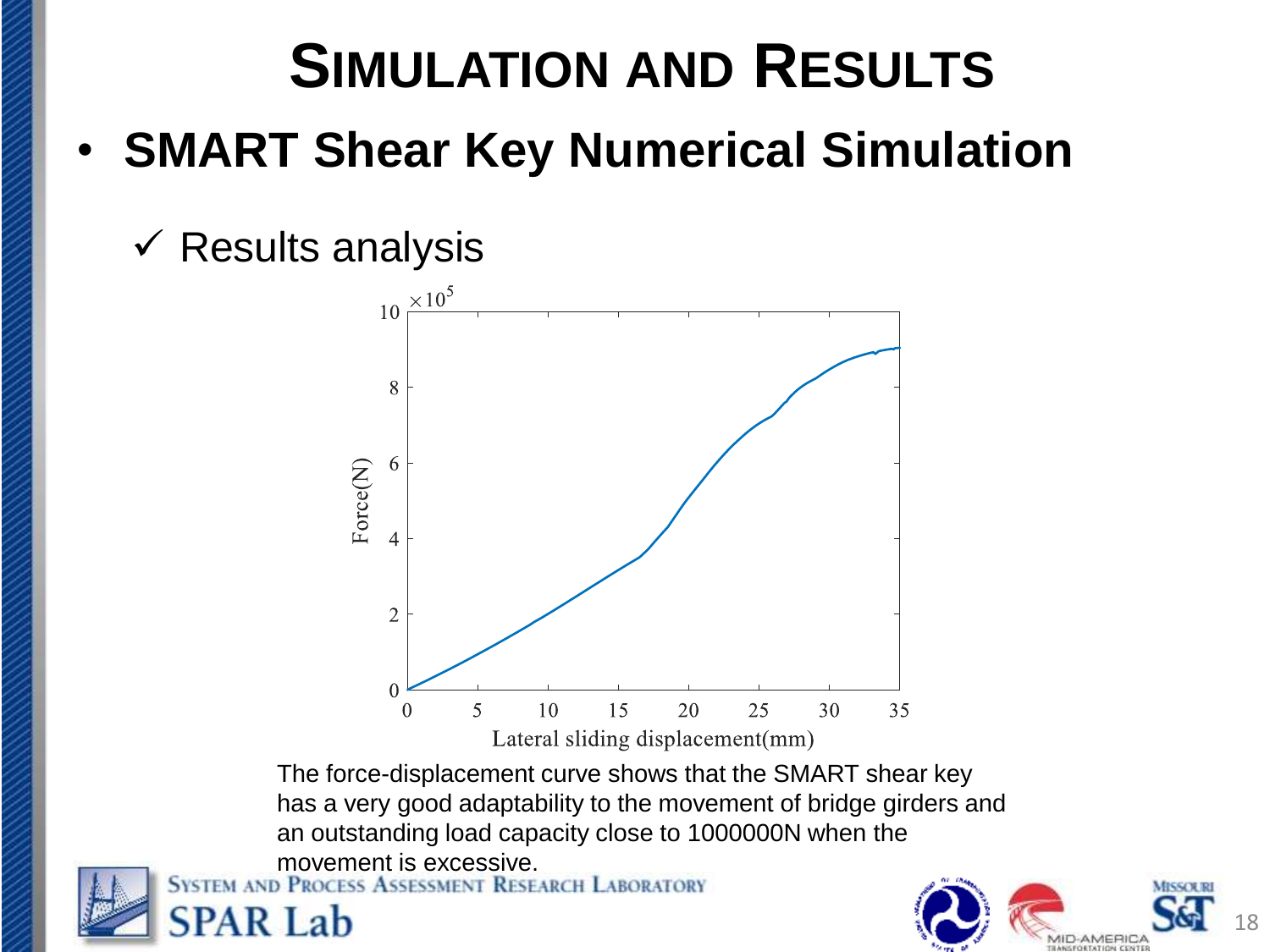# SIMULATION AND RESULTS

- **SMART Shear Key Numerical Simulation**

  ✓ Results analysis

The force-displacement curve shows that the SMART shear key has a very good adaptability to the movement of bridge girders and an outstanding load capacity close to 1000000N when the movement is excessive.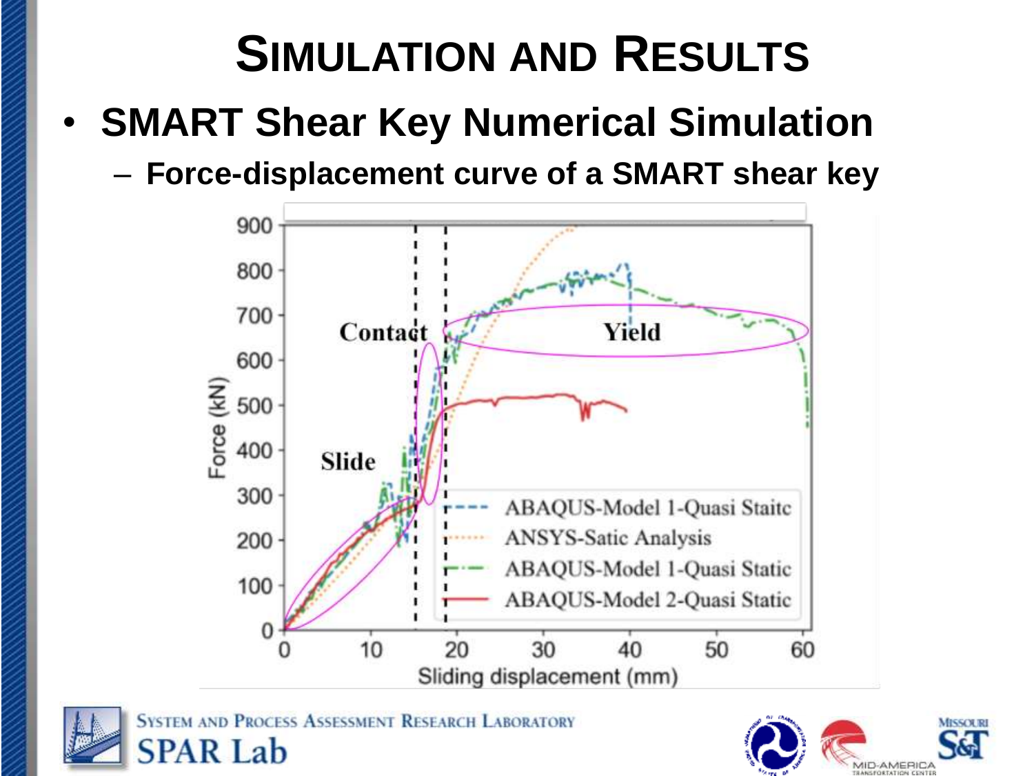# SIMULATION AND RESULTS

- **SMART Shear Key Numerical Simulation**
  - **Force-displacement curve of a SMART shear key**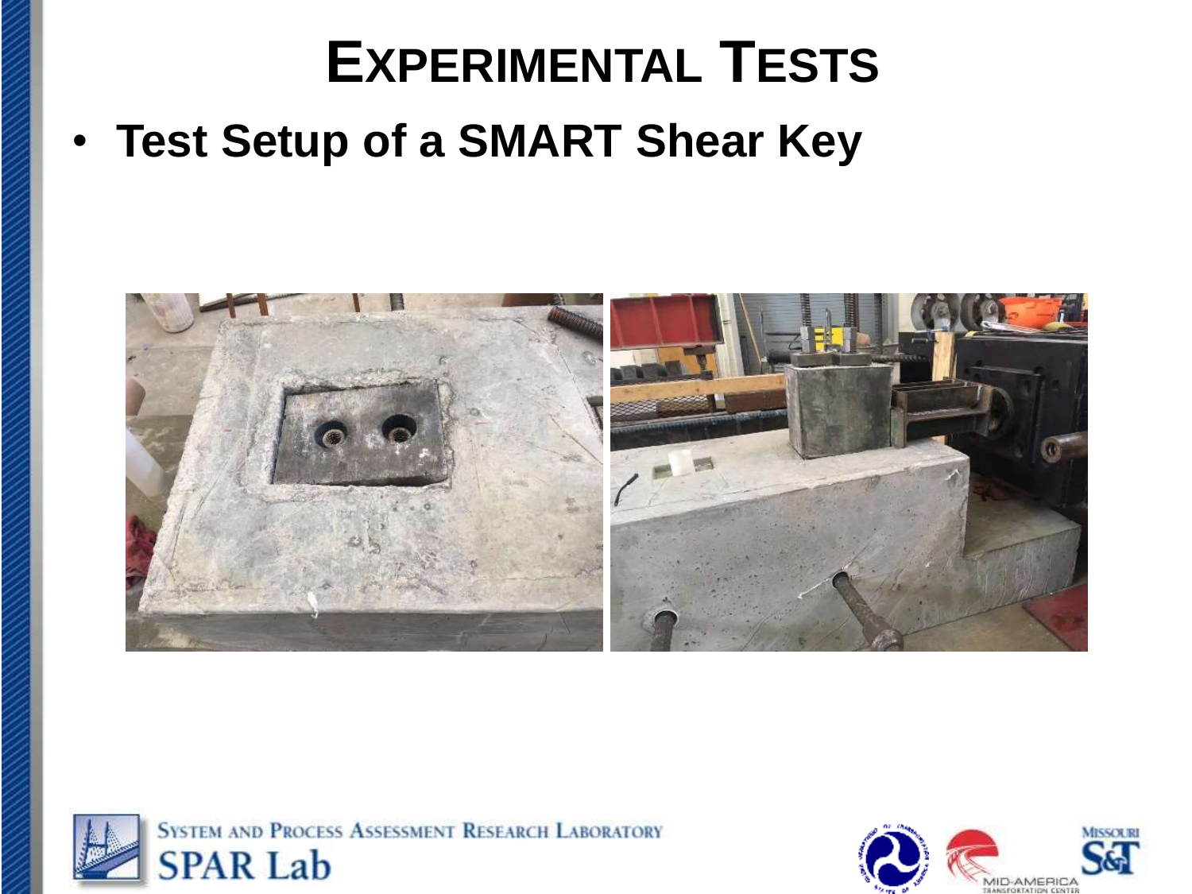# Experimental Tests

- **Test Setup of a SMART Shear Key**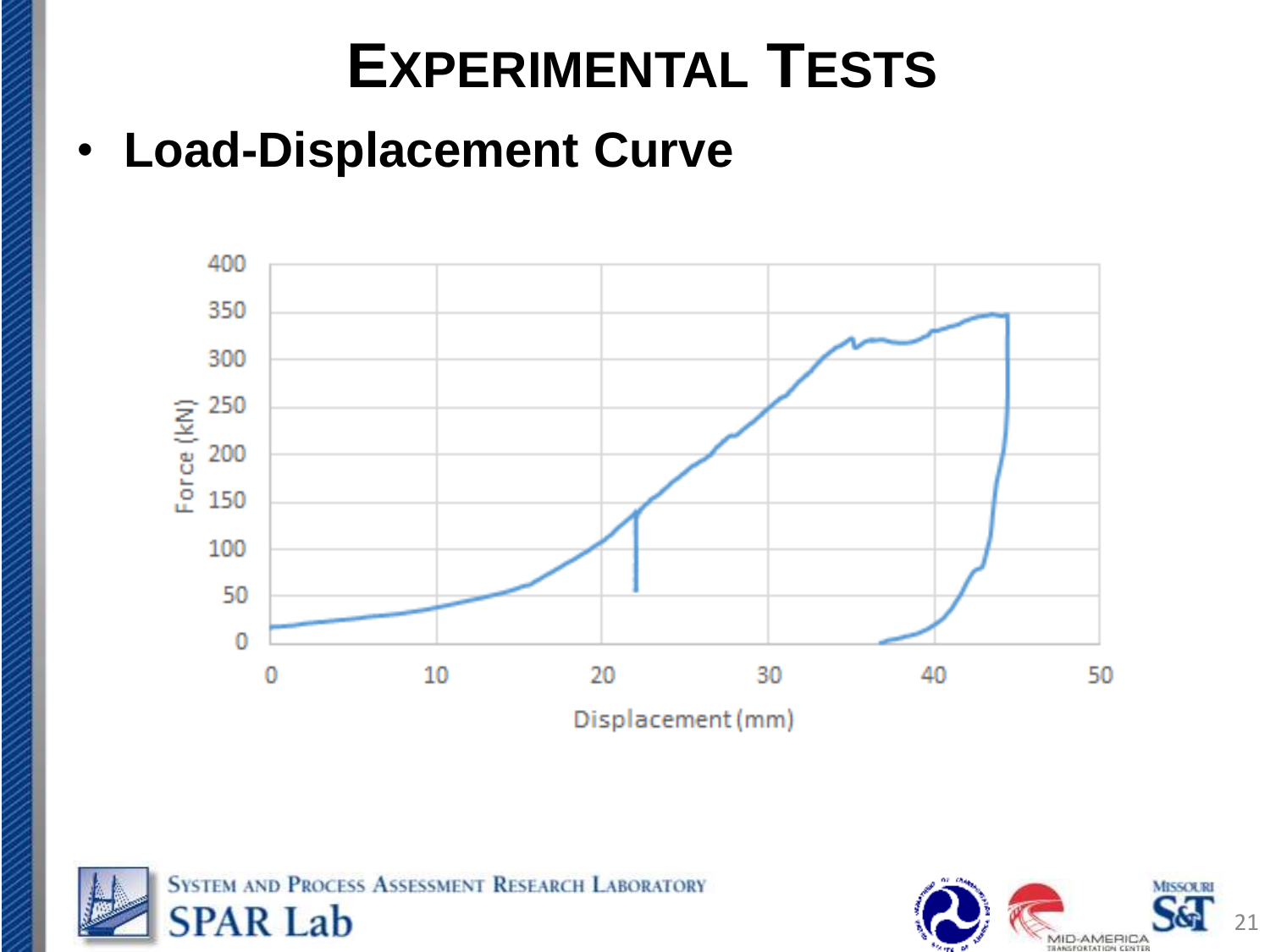# Experimental Tests

- **Load-Displacement Curve**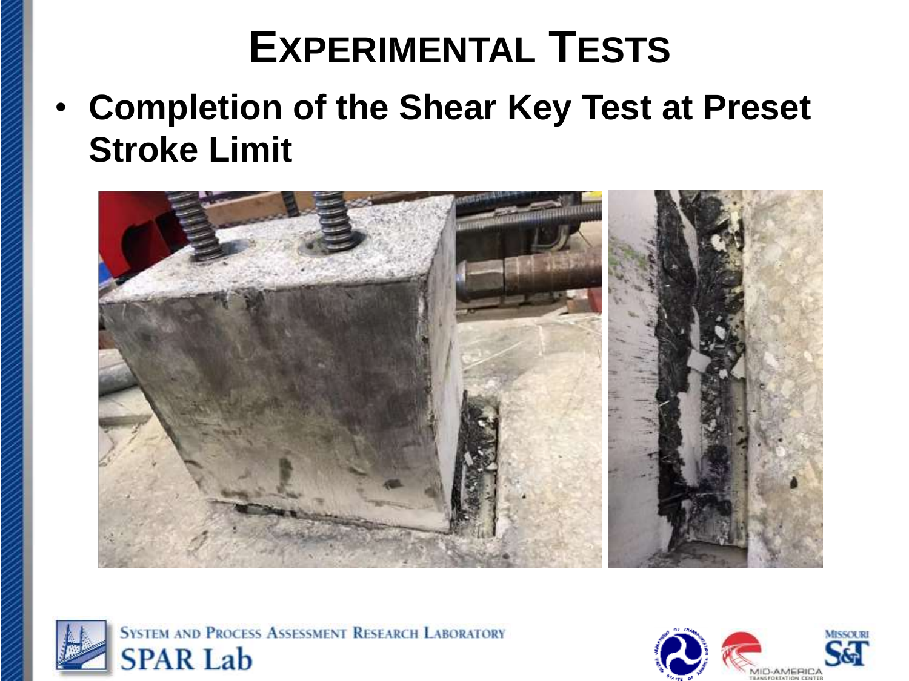# Experimental Tests

- **Completion of the Shear Key Test at Preset Stroke Limit**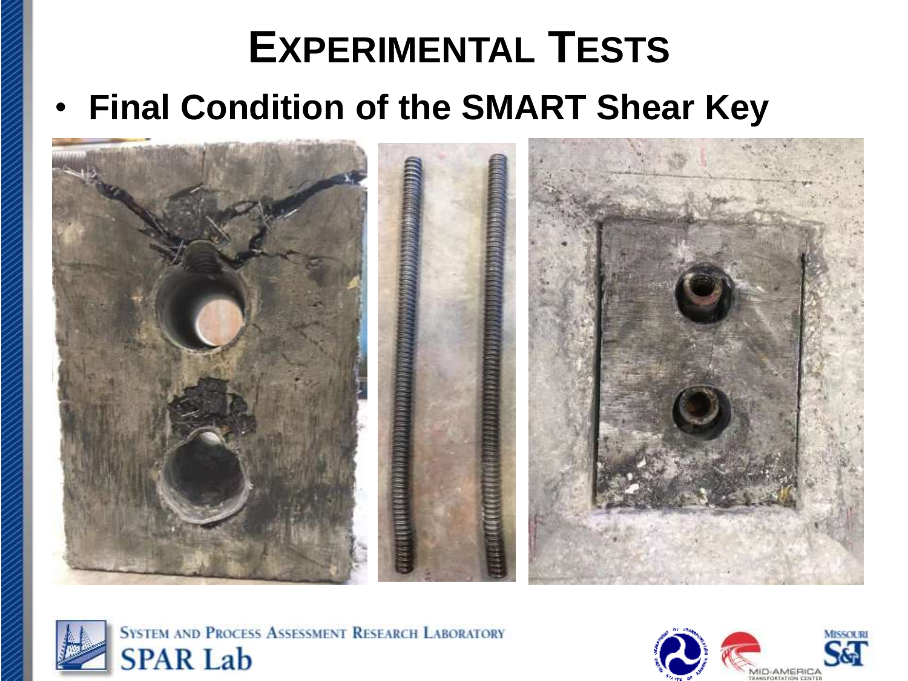# Experimental Tests

- **Final Condition of the SMART Shear Key**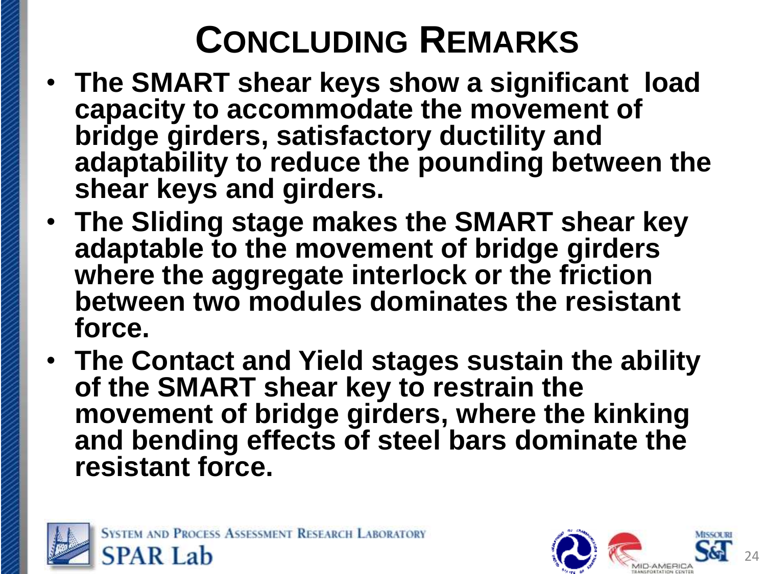# Concluding Remarks

- **The SMART shear keys show a significant load capacity to accommodate the movement of bridge girders, satisfactory ductility and adaptability to reduce the pounding between the shear keys and girders.**
- **The Sliding stage makes the SMART shear key adaptable to the movement of bridge girders where the aggregate interlock or the friction between two modules dominates the resistant force.**
- **The Contact and Yield stages sustain the ability of the SMART shear key to restrain the movement of bridge girders, where the kinking and bending effects of steel bars dominate the resistant force.**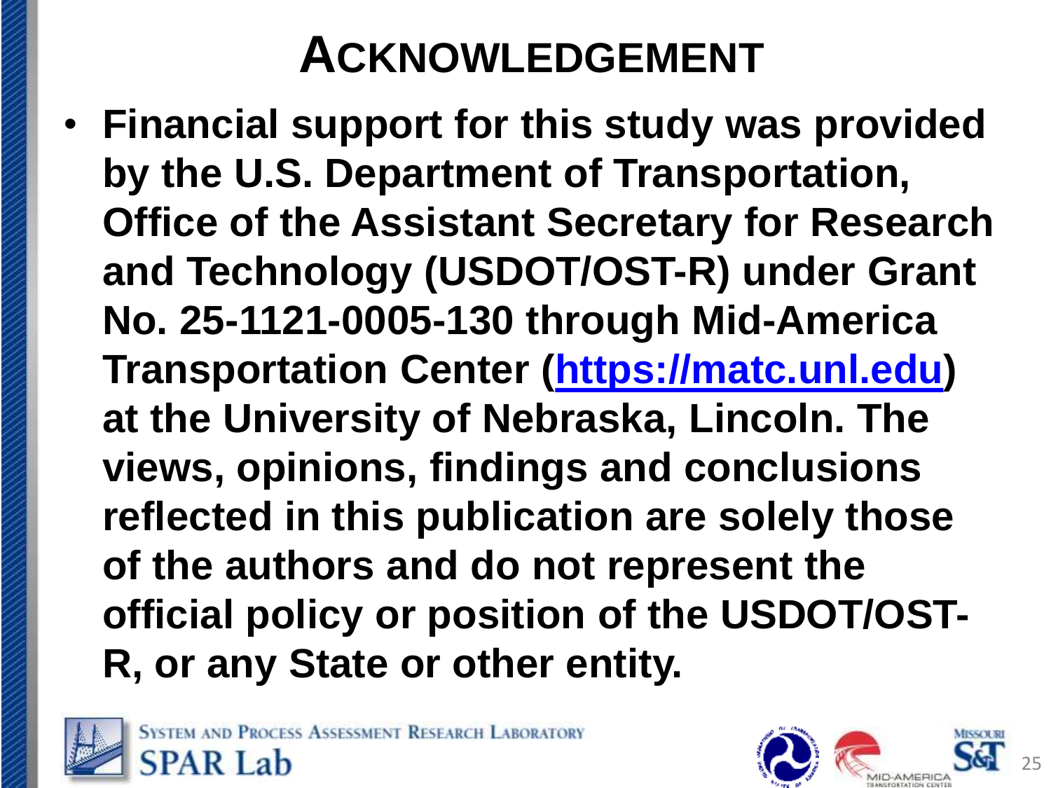# ACKNOWLEDGEMENT

- **Financial support for this study was provided by the U.S. Department of Transportation, Office of the Assistant Secretary for Research and Technology (USDOT/OST-R) under Grant No. 25-1121-0005-130 through Mid-America Transportation Center ([https://matc.unl.edu](https://matc.unl.edu)) at the University of Nebraska, Lincoln. The views, opinions, findings and conclusions reflected in this publication are solely those of the authors and do not represent the official policy or position of the USDOT/OST-R, or any State or other entity.**

SYSTEM AND PROCESS ASSESSMENT RESEARCH LABORATORY
SPAR Lab